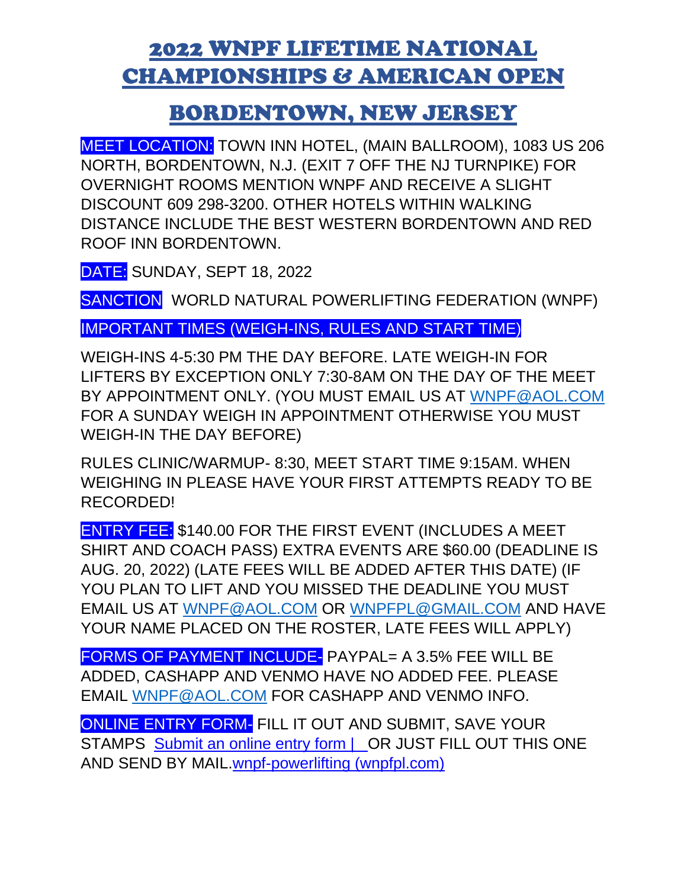# 2022 WNPF LIFETIME NATIONAL CHAMPIONSHIPS & AMERICAN OPEN

# BORDENTOWN, NEW JERSEY

**MEET LOCATION:** TOWN INN HOTEL, (MAIN BALLROOM), 1083 US 206 NORTH, BORDENTOWN, N.J. (EXIT 7 OFF THE NJ TURNPIKE) FOR OVERNIGHT ROOMS MENTION WNPF AND RECEIVE A SLIGHT DISCOUNT 609 298-3200. OTHER HOTELS WITHIN WALKING DISTANCE INCLUDE THE BEST WESTERN BORDENTOWN AND RED ROOF INN BORDENTOWN.

**DATE:** SUNDAY, SEPT 18, 2022

**SANCTION** WORLD NATURAL POWERLIFTING FEDERATION (WNPF)

**IMPORTANT TIMES (WEIGH-INS, RULES AND START TIME)**

WEIGH-INS 4-5:30 PM THE DAY BEFORE. LATE WEIGH-IN FOR LIFTERS BY EXCEPTION ONLY 7:30-8AM ON THE DAY OF THE MEET BY APPOINTMENT ONLY. (YOU MUST EMAIL US AT [WNPF@AOL.COM](mailto:WNPF@AOL.COM) FOR A SUNDAY WEIGH IN APPOINTMENT OTHERWISE YOU MUST WEIGH-IN THE DAY BEFORE)

RULES CLINIC/WARMUP- 8:30, MEET START TIME 9:15AM. WHEN WEIGHING IN PLEASE HAVE YOUR FIRST ATTEMPTS READY TO BE RECORDED!

**ENTRY FEE:** $140.00 FOR THE FIRST EVENT (INCLUDES A MEET SHIRT AND COACH PASS) EXTRA EVENTS ARE $60.00 (DEADLINE IS AUG. 20, 2022) (LATE FEES WILL BE ADDED AFTER THIS DATE) (IF YOU PLAN TO LIFT AND YOU MISSED THE DEADLINE YOU MUST EMAIL US AT [WNPF@AOL.COM](mailto:WNPF@AOL.COM) OR [WNPFPL@GMAIL.COM](mailto:WNPFPL@GMAIL.COM) AND HAVE YOUR NAME PLACED ON THE ROSTER, LATE FEES WILL APPLY)

**FORMS OF PAYMENT INCLUDE-** PAYPAL= A 3.5% FEE WILL BE ADDED, CASHAPP AND VENMO HAVE NO ADDED FEE. PLEASE EMAIL [WNPF@AOL.COM](mailto:WNPF@AOL.COM) FOR CASHAPP AND VENMO INFO.

**ONLINE ENTRY FORM-** FILL IT OUT AND SUBMIT, SAVE YOUR STAMPS Submit an online entry form | OR JUST FILL OUT THIS ONE AND SEND BY MAIL. wnpf-powerlifting (wnpfpl.com)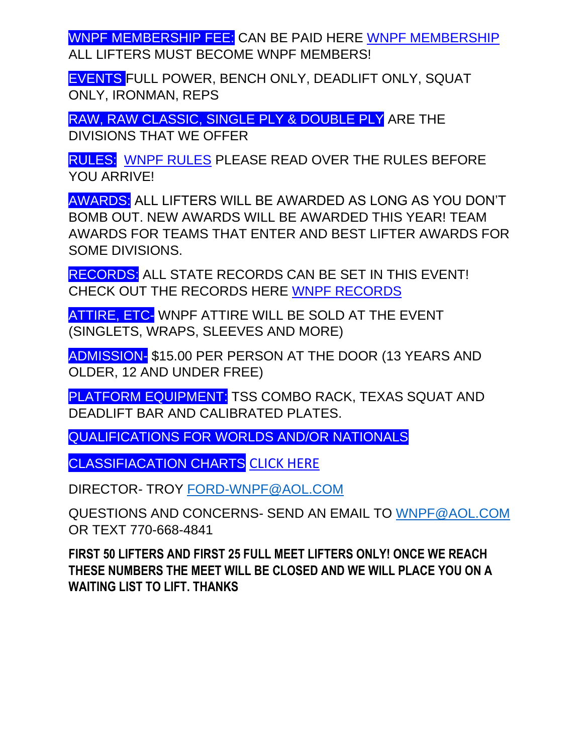WNPF MEMBERSHIP FEE: CAN BE PAID HERE WNPF MEMBERSHIP ALL LIFTERS MUST BECOME WNPF MEMBERS!

EVENTS FULL POWER, BENCH ONLY, DEADLIFT ONLY, SQUAT ONLY, IRONMAN, REPS

RAW, RAW CLASSIC, SINGLE PLY & DOUBLE PLY ARE THE DIVISIONS THAT WE OFFER

RULES: WNPF RULES PLEASE READ OVER THE RULES BEFORE YOU ARRIVE!

AWARDS: ALL LIFTERS WILL BE AWARDED AS LONG AS YOU DON'T BOMB OUT. NEW AWARDS WILL BE AWARDED THIS YEAR! TEAM AWARDS FOR TEAMS THAT ENTER AND BEST LIFTER AWARDS FOR SOME DIVISIONS.

RECORDS: ALL STATE RECORDS CAN BE SET IN THIS EVENT! CHECK OUT THE RECORDS HERE WNPF RECORDS

ATTIRE, ETC- WNPF ATTIRE WILL BE SOLD AT THE EVENT (SINGLETS, WRAPS, SLEEVES AND MORE)

ADMISSION- $15.00 PER PERSON AT THE DOOR (13 YEARS AND OLDER, 12 AND UNDER FREE)

PLATFORM EQUIPMENT: TSS COMBO RACK, TEXAS SQUAT AND DEADLIFT BAR AND CALIBRATED PLATES.

QUALIFICATIONS FOR WORLDS AND/OR NATIONALS

CLASSIFIACATION CHARTS CLICK HERE

DIRECTOR- TROY FORD-WNPF@AOL.COM

QUESTIONS AND CONCERNS- SEND AN EMAIL TO WNPF@AOL.COM OR TEXT 770-668-4841

**FIRST 50 LIFTERS AND FIRST 25 FULL MEET LIFTERS ONLY! ONCE WE REACH THESE NUMBERS THE MEET WILL BE CLOSED AND WE WILL PLACE YOU ON A WAITING LIST TO LIFT. THANKS**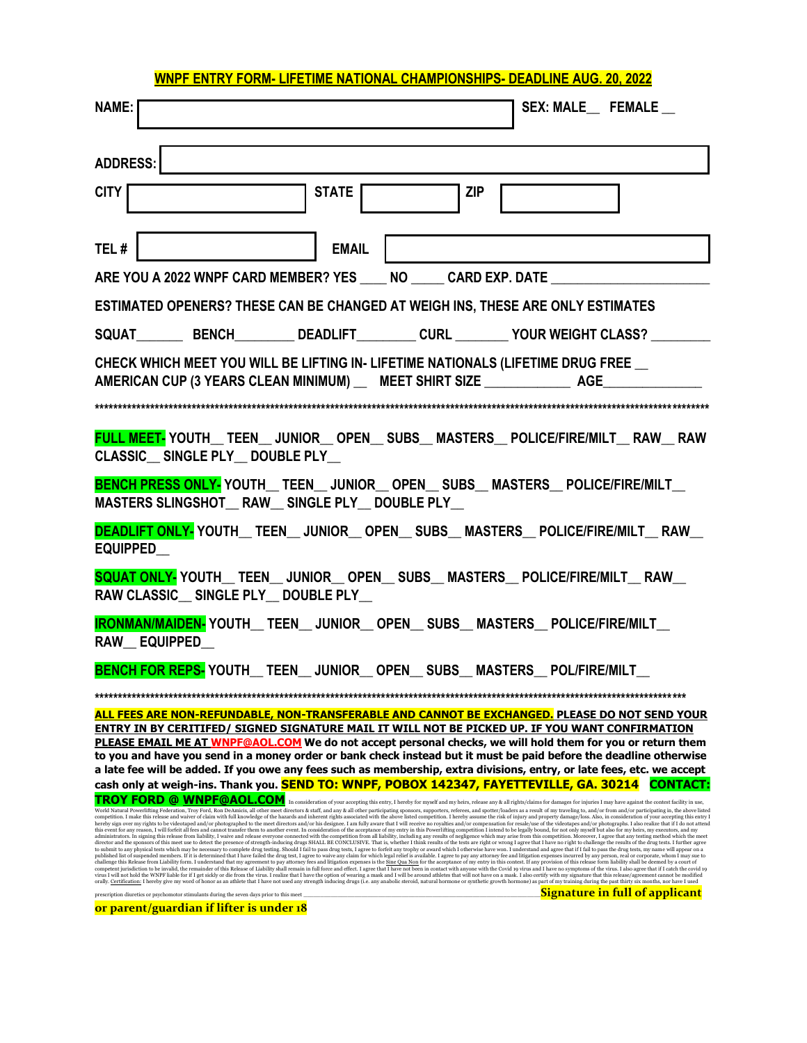**WNPF ENTRY FORM- LIFETIME NATIONAL CHAMPIONSHIPS- DEADLINE AUG. 20, 2022**

NAME: ____________________ SEX: MALE__ FEMALE __

ADDRESS: ____________________

CITY ____________ STATE ____________ ZIP ____________

TEL # ____________ EMAIL ____________

ARE YOU A 2022 WNPF CARD MEMBER? YES ____ NO _____ CARD EXP. DATE ______________________

ESTIMATED OPENERS? THESE CAN BE CHANGED AT WEIGH INS, THESE ARE ONLY ESTIMATES

SQUAT_______ BENCH_________ DEADLIFT_________ CURL ________ YOUR WEIGHT CLASS? _________

CHECK WHICH MEET YOU WILL BE LIFTING IN- LIFETIME NATIONALS (LIFETIME DRUG FREE __ AMERICAN CUP (3 YEARS CLEAN MINIMUM) __ MEET SHIRT SIZE _____________ AGE______________

**************************************************************************************************************************

**FULL MEET-** YOUTH__ TEEN__ JUNIOR__ OPEN__ SUBS__ MASTERS__ POLICE/FIRE/MILT__ RAW__ RAW CLASSIC__ SINGLE PLY__ DOUBLE PLY__

**BENCH PRESS ONLY-** YOUTH__ TEEN__ JUNIOR__ OPEN__ SUBS__ MASTERS__ POLICE/FIRE/MILT__ MASTERS SLINGSHOT__ RAW__ SINGLE PLY__ DOUBLE PLY__

**DEADLIFT ONLY-** YOUTH__ TEEN__ JUNIOR__ OPEN__ SUBS__ MASTERS__ POLICE/FIRE/MILT__ RAW__ EQUIPPED__

**SQUAT ONLY-** YOUTH__ TEEN__ JUNIOR__ OPEN__ SUBS__ MASTERS__ POLICE/FIRE/MILT__ RAW__ RAW CLASSIC__ SINGLE PLY__ DOUBLE PLY__

**IRONMAN/MAIDEN-** YOUTH__ TEEN__ JUNIOR__ OPEN__ SUBS__ MASTERS__ POLICE/FIRE/MILT__ RAW__ EQUIPPED__

**BENCH FOR REPS-** YOUTH__ TEEN__ JUNIOR__ OPEN__ SUBS__ MASTERS__ POL/FIRE/MILT__

**************************************************************************************************************************

**ALL FEES ARE NON-REFUNDABLE, NON-TRANSFERABLE AND CANNOT BE EXCHANGED. PLEASE DO NOT SEND YOUR ENTRY IN BY CERITIFED/ SIGNED SIGNATURE MAIL IT WILL NOT BE PICKED UP. IF YOU WANT CONFIRMATION PLEASE EMAIL ME AT WNPF@AOL.COM We do not accept personal checks, we will hold them for you or return them to you and have you send in a money order or bank check instead but it must be paid before the deadline otherwise a late fee will be added. If you owe any fees such as membership, extra divisions, entry, or late fees, etc. we accept cash only at weigh-ins. Thank you. SEND TO: WNPF, POBOX 142347, FAYETTEVILLE, GA. 30214 CONTACT: TROY FORD @ WNPF@AOL.COM**

In consideration of your accepting this entry, I hereby for myself and my heirs, release any & all rights/claims for damages for injuries I may have against the contest facility in use, World Natural Powerlifting Federation, Troy Ford, Ron DeAmicis, all other meet directors & staff, and any & all other participating sponsors, supporters, referees, and spotter/loaders as a result of my traveling to, and/or from and/or participating in, the above listed competition. I make this release and waiver of claim with full knowledge of the hazards and inherent rights associated with the above listed competition. I hereby assume the risk of injury and property damage/loss. Also, in consideration of your accepting this entry I hereby sign over my rights to be videotaped and/or photographed to the meet directors and/or his designee. I am fully aware that I will receive no royalties and/or compensation for resale/use of the videotapes and/or photographs. I also realize that if I do not attend this event for any reason, I will forfeit all fees and cannot transfer them to another event. In consideration of the acceptance of my entry in this Powerlifting competition I intend to be legally bound, for not only myself but also for my heirs, my executors, and my administrators. In signing this release from liability, I waive and release everyone connected with the competition from all liability, including any results of negligence which may arise from this competition. Moreover, I agree that any testing method which the meet director and the sponsors of this meet use to detect the presence of strength-inducing drugs SHALL BE CONCLUSIVE. That is, whether I think results of the tests are right or wrong I agree that I have no right to challenge the results of the drug tests. I further agree to submit to any physical tests which may be necessary to complete drug testing. Should I fail to pass drug tests, I agree to forfeit any trophy or award which I otherwise have won. I understand and agree that if I fail to pass the drug tests, my name will appear on a published list of suspended members. If it is determined that I have failed the drug test, I agree to waive any claim for which legal relief is available. I agree to pay any attorney fee and litigation expenses incurred by any person, real or corporate, whom I may sue to challenge this Release from Liability form. I understand that my agreement to pay attorney fees and litigation expenses is the Sine Qua Non for the acceptance of my entry in this contest. If any provision of this release form liability shall be deemed by a court of competent jurisdiction to be invalid, the remainder of this Release of Liability shall remain in full force and effect. I agree that I have not been in contact with anyone with the Covid 19 virus and I have no symptoms of the virus. I also agree that if I catch the covid 19 virus I will not hold the WNPF liable for it if I get sickly or die from the virus. I realize that I have the option of wearing a mask and I will be around athletes that will not have on a mask. I also certify with my signature that this release/agreement cannot be modified orally. Certification: I hereby give my word of honor as an athlete that I have not used any strength inducing drugs (i.e. any anabolic steroid, natural hormone or synthetic growth hormone) as part of my training during the past thirty six months, nor have I used prescription diuretics or psychomotor stimulants during the seven days prior to this meet ________________________________________________ **Signature in full of applicant or parent/guardian if lifter is under 18**